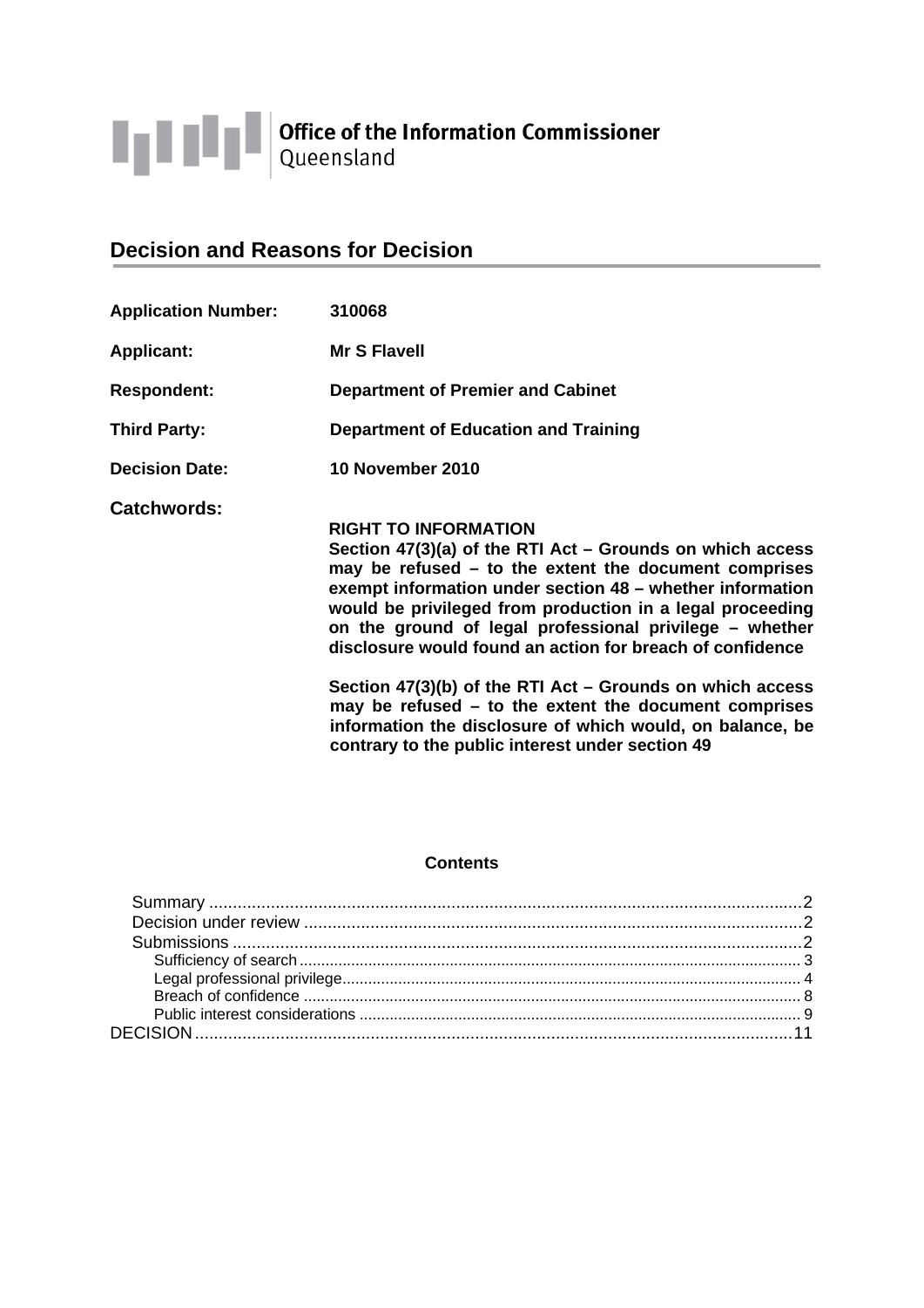**Office of the Information Commissioner**
Queensland

## Decision and Reasons for Decision

| | |
|---|---|
| **Application Number:** | **310068** |
| **Applicant:** | **Mr S Flavell** |
| **Respondent:** | **Department of Premier and Cabinet** |
| **Third Party:** | **Department of Education and Training** |
| **Decision Date:** | **10 November 2010** |
| **Catchwords:** | **RIGHT TO INFORMATION**<br>**Section 47(3)(a) of the RTI Act – Grounds on which access may be refused – to the extent the document comprises exempt information under section 48 – whether information would be privileged from production in a legal proceeding on the ground of legal professional privilege – whether disclosure would found an action for breach of confidence**<br><br>**Section 47(3)(b) of the RTI Act – Grounds on which access may be refused – to the extent the document comprises information the disclosure of which would, on balance, be contrary to the public interest under section 49** |

**Contents**

- Summary ....................................................................................2
- Decision under review .............................................................2
- Submissions ..............................................................................2
  - Sufficiency of search ...........................................................3
  - Legal professional privilege..................................................4
  - Breach of confidence ............................................................8
  - Public interest considerations ..............................................9
- DECISION ...................................................................................11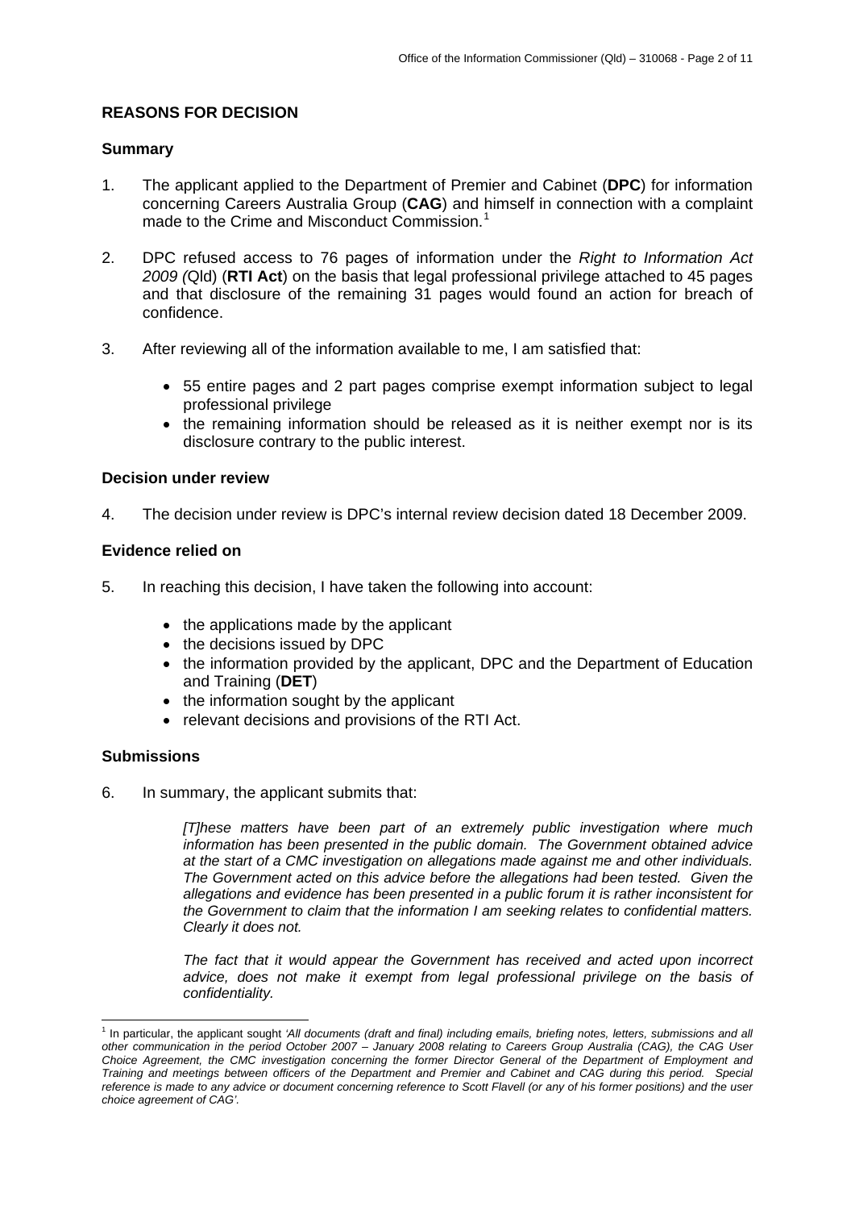## REASONS FOR DECISION

### Summary

1. The applicant applied to the Department of Premier and Cabinet (**DPC**) for information concerning Careers Australia Group (**CAG**) and himself in connection with a complaint made to the Crime and Misconduct Commission.[1]

2. DPC refused access to 76 pages of information under the *Right to Information Act 2009 (*Qld) (**RTI Act**) on the basis that legal professional privilege attached to 45 pages and that disclosure of the remaining 31 pages would found an action for breach of confidence.

3. After reviewing all of the information available to me, I am satisfied that:

   - 55 entire pages and 2 part pages comprise exempt information subject to legal professional privilege
   - the remaining information should be released as it is neither exempt nor is its disclosure contrary to the public interest.

### Decision under review

4. The decision under review is DPC's internal review decision dated 18 December 2009.

### Evidence relied on

5. In reaching this decision, I have taken the following into account:

   - the applications made by the applicant
   - the decisions issued by DPC
   - the information provided by the applicant, DPC and the Department of Education and Training (**DET**)
   - the information sought by the applicant
   - relevant decisions and provisions of the RTI Act.

### Submissions

6. In summary, the applicant submits that:

   > *[T]hese matters have been part of an extremely public investigation where much information has been presented in the public domain. The Government obtained advice at the start of a CMC investigation on allegations made against me and other individuals. The Government acted on this advice before the allegations had been tested. Given the allegations and evidence has been presented in a public forum it is rather inconsistent for the Government to claim that the information I am seeking relates to confidential matters. Clearly it does not.*
   >
   > *The fact that it would appear the Government has received and acted upon incorrect advice, does not make it exempt from legal professional privilege on the basis of confidentiality.*

---

[1] In particular, the applicant sought *'All documents (draft and final) including emails, briefing notes, letters, submissions and all other communication in the period October 2007 – January 2008 relating to Careers Group Australia (CAG), the CAG User Choice Agreement, the CMC investigation concerning the former Director General of the Department of Employment and Training and meetings between officers of the Department and Premier and Cabinet and CAG during this period. Special reference is made to any advice or document concerning reference to Scott Flavell (or any of his former positions) and the user choice agreement of CAG'.*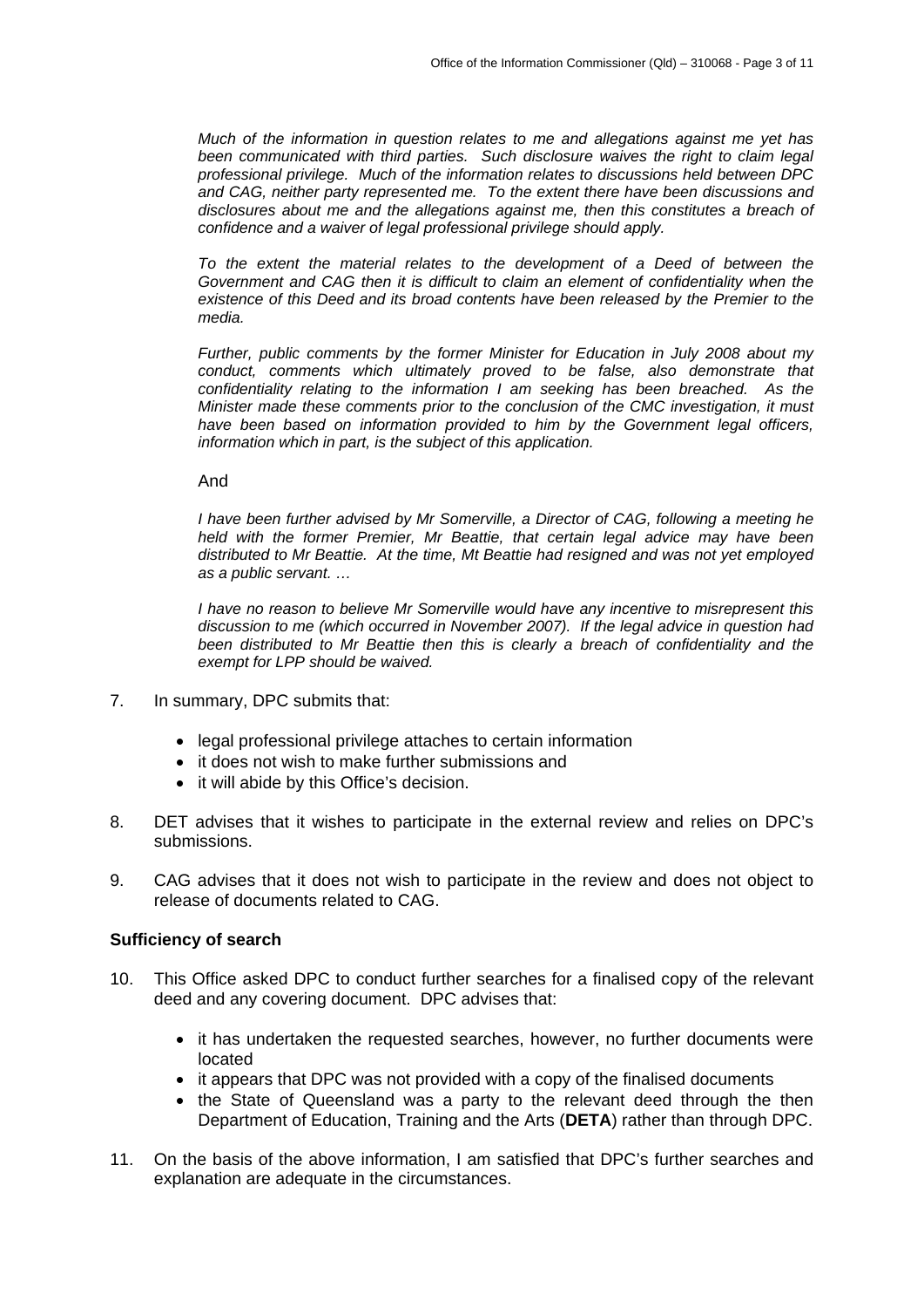*Much of the information in question relates to me and allegations against me yet has been communicated with third parties. Such disclosure waives the right to claim legal professional privilege. Much of the information relates to discussions held between DPC and CAG, neither party represented me. To the extent there have been discussions and disclosures about me and the allegations against me, then this constitutes a breach of confidence and a waiver of legal professional privilege should apply.*

*To the extent the material relates to the development of a Deed of between the Government and CAG then it is difficult to claim an element of confidentiality when the existence of this Deed and its broad contents have been released by the Premier to the media.*

*Further, public comments by the former Minister for Education in July 2008 about my conduct, comments which ultimately proved to be false, also demonstrate that confidentiality relating to the information I am seeking has been breached. As the Minister made these comments prior to the conclusion of the CMC investigation, it must have been based on information provided to him by the Government legal officers, information which in part, is the subject of this application.*

And

*I have been further advised by Mr Somerville, a Director of CAG, following a meeting he held with the former Premier, Mr Beattie, that certain legal advice may have been distributed to Mr Beattie. At the time, Mt Beattie had resigned and was not yet employed as a public servant. …*

*I have no reason to believe Mr Somerville would have any incentive to misrepresent this discussion to me (which occurred in November 2007). If the legal advice in question had been distributed to Mr Beattie then this is clearly a breach of confidentiality and the exempt for LPP should be waived.*

7. In summary, DPC submits that:
   - legal professional privilege attaches to certain information
   - it does not wish to make further submissions and
   - it will abide by this Office's decision.

8. DET advises that it wishes to participate in the external review and relies on DPC's submissions.

9. CAG advises that it does not wish to participate in the review and does not object to release of documents related to CAG.

**Sufficiency of search**

10. This Office asked DPC to conduct further searches for a finalised copy of the relevant deed and any covering document. DPC advises that:
    - it has undertaken the requested searches, however, no further documents were located
    - it appears that DPC was not provided with a copy of the finalised documents
    - the State of Queensland was a party to the relevant deed through the then Department of Education, Training and the Arts (**DETA**) rather than through DPC.

11. On the basis of the above information, I am satisfied that DPC's further searches and explanation are adequate in the circumstances.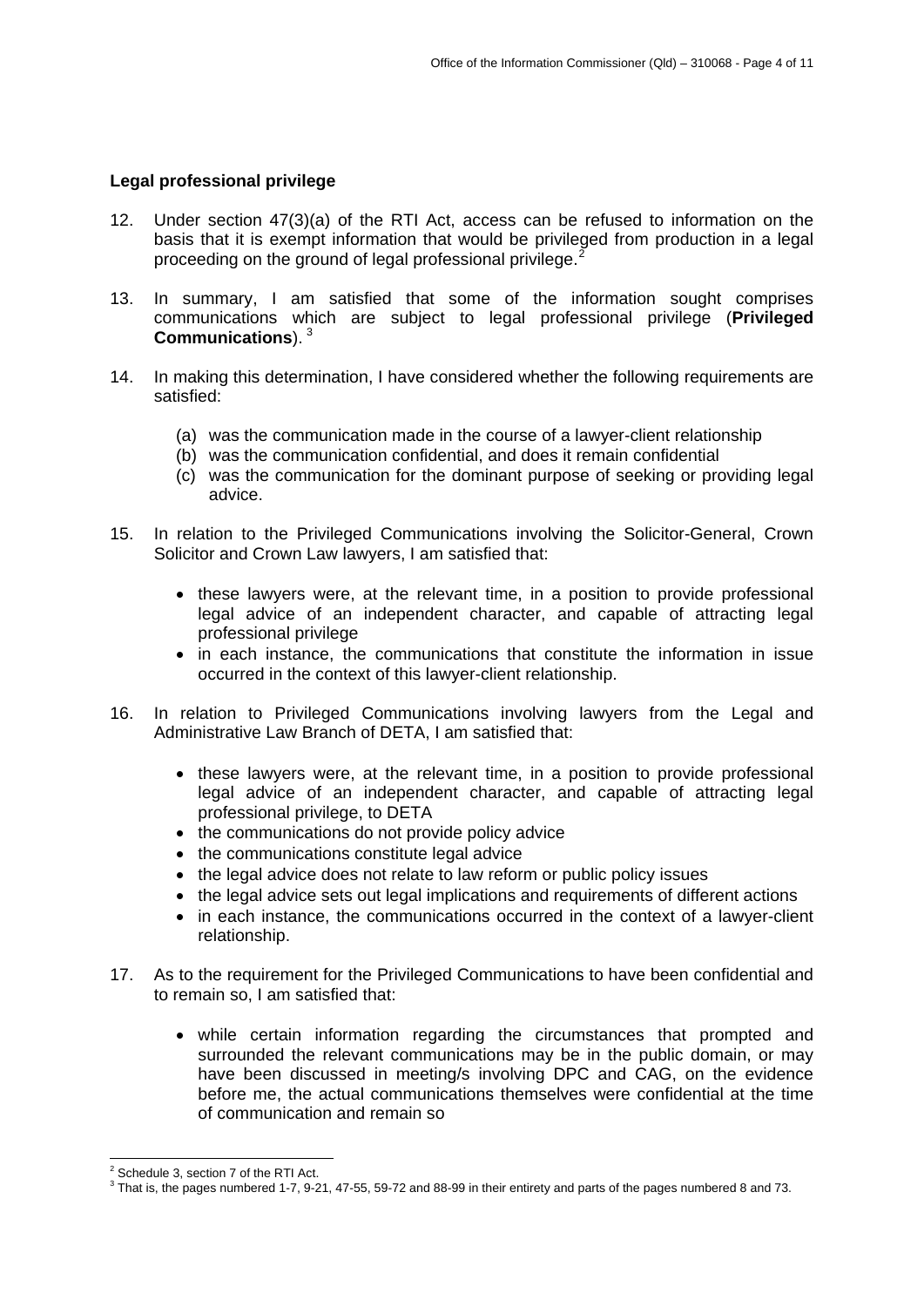**Legal professional privilege**

12. Under section 47(3)(a) of the RTI Act, access can be refused to information on the basis that it is exempt information that would be privileged from production in a legal proceeding on the ground of legal professional privilege.[2]

13. In summary, I am satisfied that some of the information sought comprises communications which are subject to legal professional privilege (**Privileged Communications**).[3]

14. In making this determination, I have considered whether the following requirements are satisfied:

    (a) was the communication made in the course of a lawyer-client relationship
    (b) was the communication confidential, and does it remain confidential
    (c) was the communication for the dominant purpose of seeking or providing legal advice.

15. In relation to the Privileged Communications involving the Solicitor-General, Crown Solicitor and Crown Law lawyers, I am satisfied that:

    - these lawyers were, at the relevant time, in a position to provide professional legal advice of an independent character, and capable of attracting legal professional privilege
    - in each instance, the communications that constitute the information in issue occurred in the context of this lawyer-client relationship.

16. In relation to Privileged Communications involving lawyers from the Legal and Administrative Law Branch of DETA, I am satisfied that:

    - these lawyers were, at the relevant time, in a position to provide professional legal advice of an independent character, and capable of attracting legal professional privilege, to DETA
    - the communications do not provide policy advice
    - the communications constitute legal advice
    - the legal advice does not relate to law reform or public policy issues
    - the legal advice sets out legal implications and requirements of different actions
    - in each instance, the communications occurred in the context of a lawyer-client relationship.

17. As to the requirement for the Privileged Communications to have been confidential and to remain so, I am satisfied that:

    - while certain information regarding the circumstances that prompted and surrounded the relevant communications may be in the public domain, or may have been discussed in meeting/s involving DPC and CAG, on the evidence before me, the actual communications themselves were confidential at the time of communication and remain so

[2] Schedule 3, section 7 of the RTI Act.

[3] That is, the pages numbered 1-7, 9-21, 47-55, 59-72 and 88-99 in their entirety and parts of the pages numbered 8 and 73.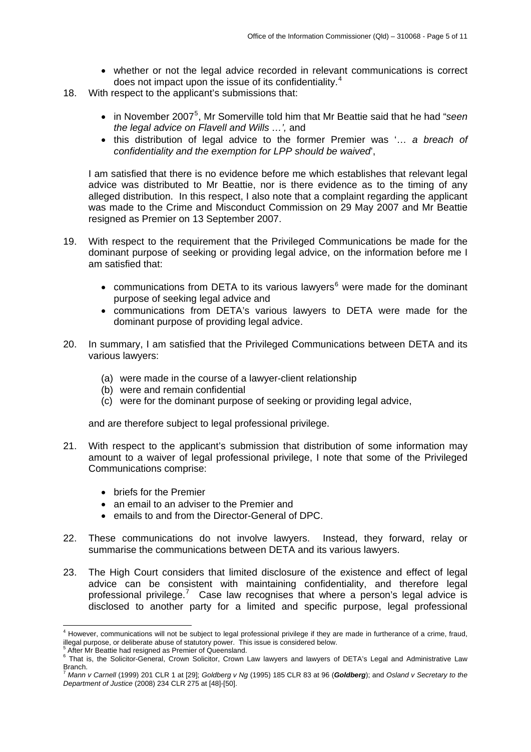- whether or not the legal advice recorded in relevant communications is correct does not impact upon the issue of its confidentiality.[4]

18. With respect to the applicant's submissions that:

    - in November 2007[5], Mr Somerville told him that Mr Beattie said that he had "*seen the legal advice on Flavell and Wills …',* and
    - this distribution of legal advice to the former Premier was '… *a breach of confidentiality and the exemption for LPP should be waived*',

    I am satisfied that there is no evidence before me which establishes that relevant legal advice was distributed to Mr Beattie, nor is there evidence as to the timing of any alleged distribution. In this respect, I also note that a complaint regarding the applicant was made to the Crime and Misconduct Commission on 29 May 2007 and Mr Beattie resigned as Premier on 13 September 2007.

19. With respect to the requirement that the Privileged Communications be made for the dominant purpose of seeking or providing legal advice, on the information before me I am satisfied that:

    - communications from DETA to its various lawyers[6] were made for the dominant purpose of seeking legal advice and
    - communications from DETA's various lawyers to DETA were made for the dominant purpose of providing legal advice.

20. In summary, I am satisfied that the Privileged Communications between DETA and its various lawyers:

    (a) were made in the course of a lawyer-client relationship
    (b) were and remain confidential
    (c) were for the dominant purpose of seeking or providing legal advice,

    and are therefore subject to legal professional privilege.

21. With respect to the applicant's submission that distribution of some information may amount to a waiver of legal professional privilege, I note that some of the Privileged Communications comprise:

    - briefs for the Premier
    - an email to an adviser to the Premier and
    - emails to and from the Director-General of DPC.

22. These communications do not involve lawyers. Instead, they forward, relay or summarise the communications between DETA and its various lawyers.

23. The High Court considers that limited disclosure of the existence and effect of legal advice can be consistent with maintaining confidentiality, and therefore legal professional privilege.[7] Case law recognises that where a person's legal advice is disclosed to another party for a limited and specific purpose, legal professional

---

[4] However, communications will not be subject to legal professional privilege if they are made in furtherance of a crime, fraud, illegal purpose, or deliberate abuse of statutory power. This issue is considered below.

[5] After Mr Beattie had resigned as Premier of Queensland.

[6] That is, the Solicitor-General, Crown Solicitor, Crown Law lawyers and lawyers of DETA's Legal and Administrative Law Branch.

[7] *Mann v Carnell* (1999) 201 CLR 1 at [29]; *Goldberg v Ng* (1995) 185 CLR 83 at 96 (***Goldberg***); and *Osland v Secretary to the Department of Justice* (2008) 234 CLR 275 at [48]-[50].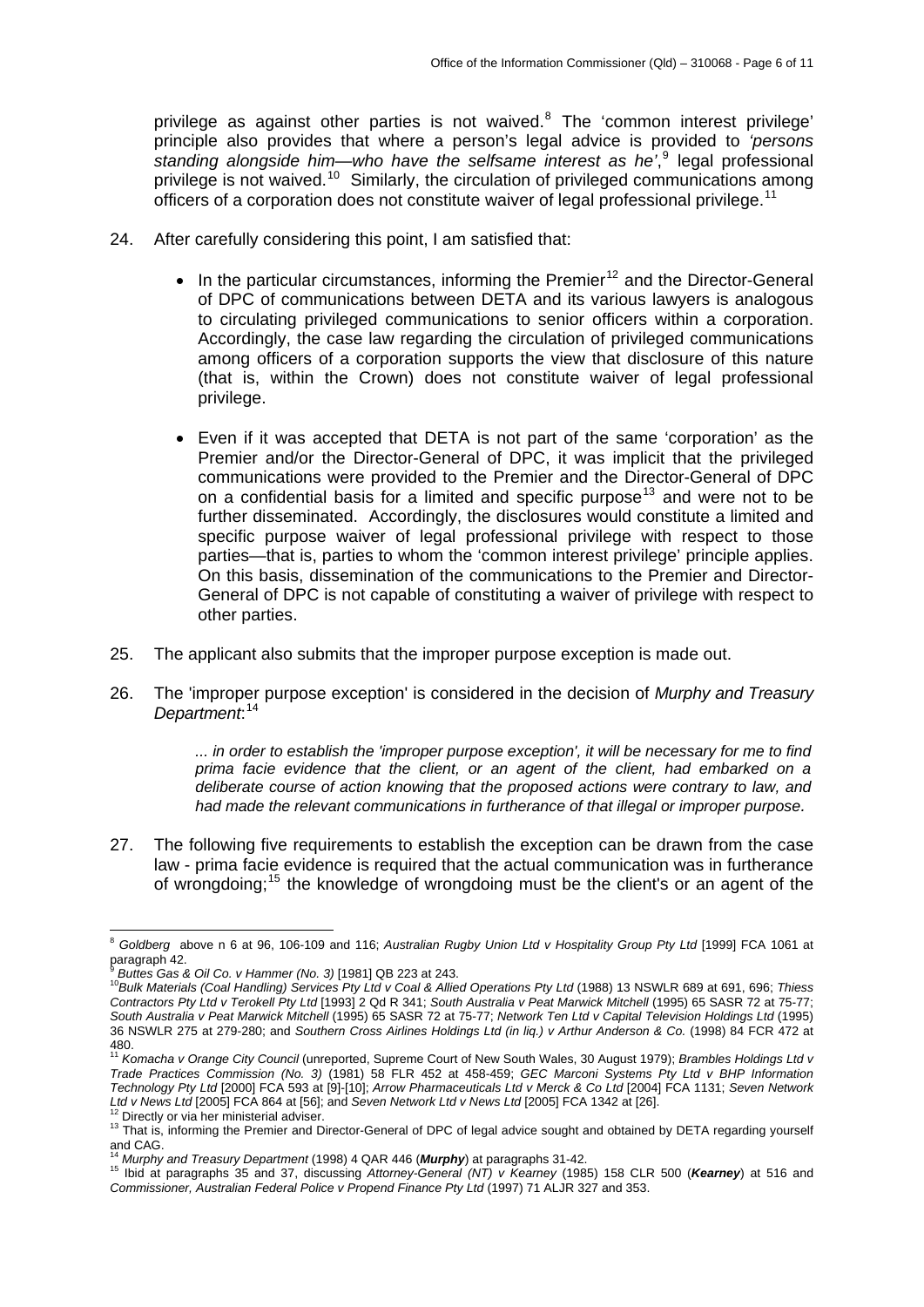privilege as against other parties is not waived.[8] The 'common interest privilege' principle also provides that where a person's legal advice is provided to *'persons standing alongside him—who have the selfsame interest as he'*,[9] legal professional privilege is not waived.[10] Similarly, the circulation of privileged communications among officers of a corporation does not constitute waiver of legal professional privilege.[11]

24. After carefully considering this point, I am satisfied that:

    - In the particular circumstances, informing the Premier[12] and the Director-General of DPC of communications between DETA and its various lawyers is analogous to circulating privileged communications to senior officers within a corporation. Accordingly, the case law regarding the circulation of privileged communications among officers of a corporation supports the view that disclosure of this nature (that is, within the Crown) does not constitute waiver of legal professional privilege.

    - Even if it was accepted that DETA is not part of the same 'corporation' as the Premier and/or the Director-General of DPC, it was implicit that the privileged communications were provided to the Premier and the Director-General of DPC on a confidential basis for a limited and specific purpose[13] and were not to be further disseminated. Accordingly, the disclosures would constitute a limited and specific purpose waiver of legal professional privilege with respect to those parties—that is, parties to whom the 'common interest privilege' principle applies. On this basis, dissemination of the communications to the Premier and Director-General of DPC is not capable of constituting a waiver of privilege with respect to other parties.

25. The applicant also submits that the improper purpose exception is made out.

26. The 'improper purpose exception' is considered in the decision of *Murphy and Treasury Department*:[14]

    > *... in order to establish the 'improper purpose exception', it will be necessary for me to find prima facie evidence that the client, or an agent of the client, had embarked on a deliberate course of action knowing that the proposed actions were contrary to law, and had made the relevant communications in furtherance of that illegal or improper purpose.*

27. The following five requirements to establish the exception can be drawn from the case law - prima facie evidence is required that the actual communication was in furtherance of wrongdoing;[15] the knowledge of wrongdoing must be the client's or an agent of the

---

[8] *Goldberg* above n 6 at 96, 106-109 and 116; *Australian Rugby Union Ltd v Hospitality Group Pty Ltd* [1999] FCA 1061 at paragraph 42.

[9] *Buttes Gas & Oil Co. v Hammer (No. 3)* [1981] QB 223 at 243.

[10] *Bulk Materials (Coal Handling) Services Pty Ltd v Coal & Allied Operations Pty Ltd* (1988) 13 NSWLR 689 at 691, 696; *Thiess Contractors Pty Ltd v Terokell Pty Ltd* [1993] 2 Qd R 341; *South Australia v Peat Marwick Mitchell* (1995) 65 SASR 72 at 75-77; *South Australia v Peat Marwick Mitchell* (1995) 65 SASR 72 at 75-77; *Network Ten Ltd v Capital Television Holdings Ltd* (1995) 36 NSWLR 275 at 279-280; and *Southern Cross Airlines Holdings Ltd (in liq.) v Arthur Anderson & Co.* (1998) 84 FCR 472 at 480.

[11] *Komacha v Orange City Council* (unreported, Supreme Court of New South Wales, 30 August 1979); *Brambles Holdings Ltd v Trade Practices Commission (No. 3)* (1981) 58 FLR 452 at 458-459; *GEC Marconi Systems Pty Ltd v BHP Information Technology Pty Ltd* [2000] FCA 593 at [9]-[10]; *Arrow Pharmaceuticals Ltd v Merck & Co Ltd* [2004] FCA 1131; *Seven Network Ltd v News Ltd* [2005] FCA 864 at [56]; and *Seven Network Ltd v News Ltd* [2005] FCA 1342 at [26].

[12] Directly or via her ministerial adviser.

[13] That is, informing the Premier and Director-General of DPC of legal advice sought and obtained by DETA regarding yourself and CAG.

[14] *Murphy and Treasury Department* (1998) 4 QAR 446 (***Murphy***) at paragraphs 31-42.

[15] Ibid at paragraphs 35 and 37, discussing *Attorney-General (NT) v Kearney* (1985) 158 CLR 500 (***Kearney***) at 516 and *Commissioner, Australian Federal Police v Propend Finance Pty Ltd* (1997) 71 ALJR 327 and 353.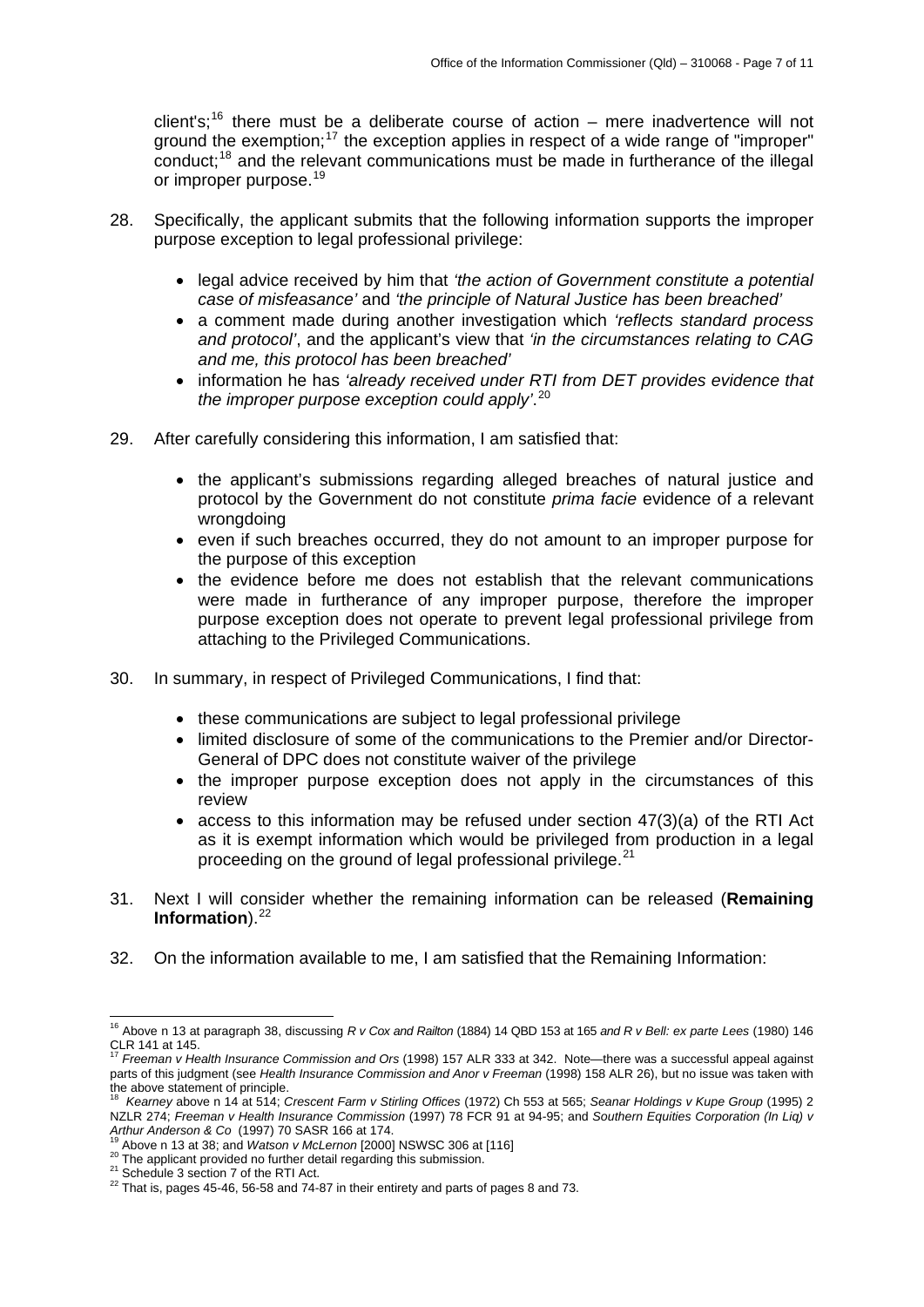client's;[16] there must be a deliberate course of action – mere inadvertence will not ground the exemption;[17] the exception applies in respect of a wide range of "improper" conduct;[18] and the relevant communications must be made in furtherance of the illegal or improper purpose.[19]

28. Specifically, the applicant submits that the following information supports the improper purpose exception to legal professional privilege:

    - legal advice received by him that *'the action of Government constitute a potential case of misfeasance'* and *'the principle of Natural Justice has been breached'*
    - a comment made during another investigation which *'reflects standard process and protocol'*, and the applicant's view that *'in the circumstances relating to CAG and me, this protocol has been breached'*
    - information he has *'already received under RTI from DET provides evidence that the improper purpose exception could apply'*.[20]

29. After carefully considering this information, I am satisfied that:

    - the applicant's submissions regarding alleged breaches of natural justice and protocol by the Government do not constitute *prima facie* evidence of a relevant wrongdoing
    - even if such breaches occurred, they do not amount to an improper purpose for the purpose of this exception
    - the evidence before me does not establish that the relevant communications were made in furtherance of any improper purpose, therefore the improper purpose exception does not operate to prevent legal professional privilege from attaching to the Privileged Communications.

30. In summary, in respect of Privileged Communications, I find that:

    - these communications are subject to legal professional privilege
    - limited disclosure of some of the communications to the Premier and/or Director-General of DPC does not constitute waiver of the privilege
    - the improper purpose exception does not apply in the circumstances of this review
    - access to this information may be refused under section 47(3)(a) of the RTI Act as it is exempt information which would be privileged from production in a legal proceeding on the ground of legal professional privilege.[21]

31. Next I will consider whether the remaining information can be released (**Remaining Information**).[22]

32. On the information available to me, I am satisfied that the Remaining Information:

---

[16] Above n 13 at paragraph 38, discussing *R v Cox and Railton* (1884) 14 QBD 153 at 165 *and R v Bell: ex parte Lees* (1980) 146 CLR 141 at 145.

[17] *Freeman v Health Insurance Commission and Ors* (1998) 157 ALR 333 at 342. Note—there was a successful appeal against parts of this judgment (see *Health Insurance Commission and Anor v Freeman* (1998) 158 ALR 26), but no issue was taken with the above statement of principle.

[18] *Kearney* above n 14 at 514; *Crescent Farm v Stirling Offices* (1972) Ch 553 at 565; *Seanar Holdings v Kupe Group* (1995) 2 NZLR 274; *Freeman v Health Insurance Commission* (1997) 78 FCR 91 at 94-95; and *Southern Equities Corporation (In Liq) v Arthur Anderson & Co* (1997) 70 SASR 166 at 174.

[19] Above n 13 at 38; and *Watson v McLernon* [2000] NSWSC 306 at [116]

[20] The applicant provided no further detail regarding this submission.

[21] Schedule 3 section 7 of the RTI Act.

[22] That is, pages 45-46, 56-58 and 74-87 in their entirety and parts of pages 8 and 73.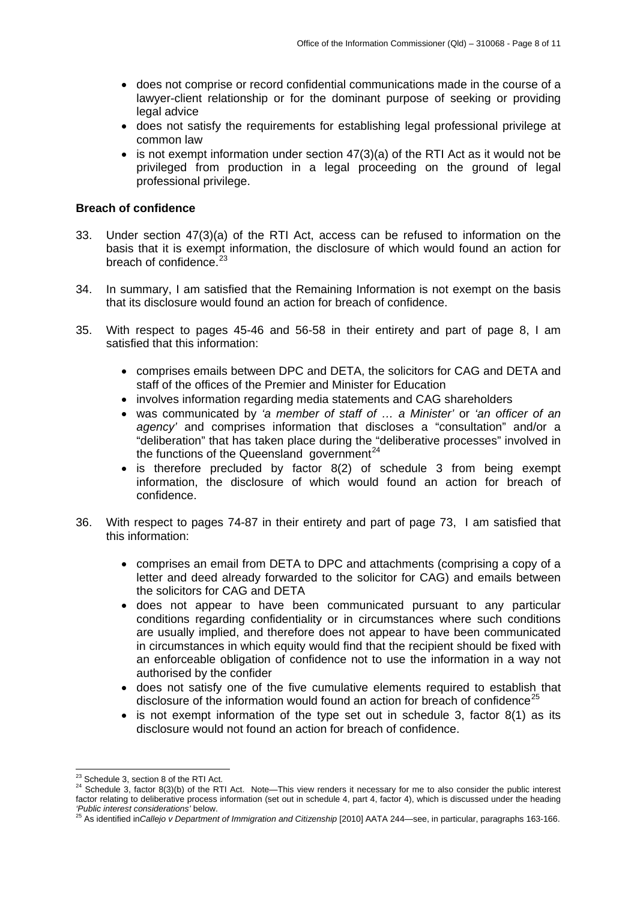- does not comprise or record confidential communications made in the course of a lawyer-client relationship or for the dominant purpose of seeking or providing legal advice
- does not satisfy the requirements for establishing legal professional privilege at common law
- is not exempt information under section 47(3)(a) of the RTI Act as it would not be privileged from production in a legal proceeding on the ground of legal professional privilege.

**Breach of confidence**

33. Under section 47(3)(a) of the RTI Act, access can be refused to information on the basis that it is exempt information, the disclosure of which would found an action for breach of confidence.[23]

34. In summary, I am satisfied that the Remaining Information is not exempt on the basis that its disclosure would found an action for breach of confidence.

35. With respect to pages 45-46 and 56-58 in their entirety and part of page 8, I am satisfied that this information:

    - comprises emails between DPC and DETA, the solicitors for CAG and DETA and staff of the offices of the Premier and Minister for Education
    - involves information regarding media statements and CAG shareholders
    - was communicated by *'a member of staff of … a Minister'* or *'an officer of an agency'* and comprises information that discloses a "consultation" and/or a "deliberation" that has taken place during the "deliberative processes" involved in the functions of the Queensland government[24]
    - is therefore precluded by factor 8(2) of schedule 3 from being exempt information, the disclosure of which would found an action for breach of confidence.

36. With respect to pages 74-87 in their entirety and part of page 73, I am satisfied that this information:

    - comprises an email from DETA to DPC and attachments (comprising a copy of a letter and deed already forwarded to the solicitor for CAG) and emails between the solicitors for CAG and DETA
    - does not appear to have been communicated pursuant to any particular conditions regarding confidentiality or in circumstances where such conditions are usually implied, and therefore does not appear to have been communicated in circumstances in which equity would find that the recipient should be fixed with an enforceable obligation of confidence not to use the information in a way not authorised by the confider
    - does not satisfy one of the five cumulative elements required to establish that disclosure of the information would found an action for breach of confidence[25]
    - is not exempt information of the type set out in schedule 3, factor 8(1) as its disclosure would not found an action for breach of confidence.

---

[23] Schedule 3, section 8 of the RTI Act.

[24] Schedule 3, factor 8(3)(b) of the RTI Act. Note—This view renders it necessary for me to also consider the public interest factor relating to deliberative process information (set out in schedule 4, part 4, factor 4), which is discussed under the heading *'Public interest considerations'* below.

[25] As identified in *Callejo v Department of Immigration and Citizenship* [2010] AATA 244—see, in particular, paragraphs 163-166.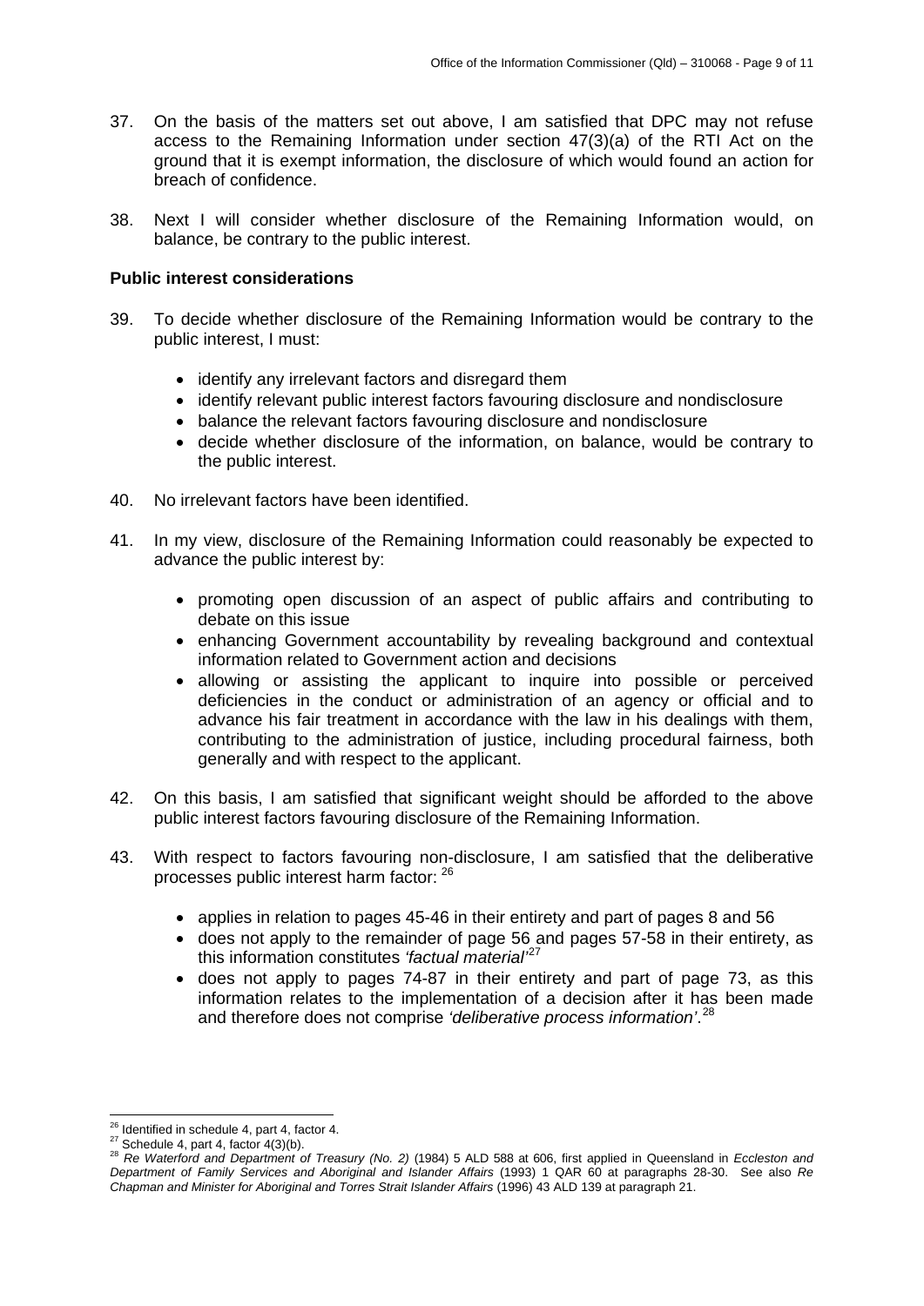37. On the basis of the matters set out above, I am satisfied that DPC may not refuse access to the Remaining Information under section 47(3)(a) of the RTI Act on the ground that it is exempt information, the disclosure of which would found an action for breach of confidence.

38. Next I will consider whether disclosure of the Remaining Information would, on balance, be contrary to the public interest.

**Public interest considerations**

39. To decide whether disclosure of the Remaining Information would be contrary to the public interest, I must:

    - identify any irrelevant factors and disregard them
    - identify relevant public interest factors favouring disclosure and nondisclosure
    - balance the relevant factors favouring disclosure and nondisclosure
    - decide whether disclosure of the information, on balance, would be contrary to the public interest.

40. No irrelevant factors have been identified.

41. In my view, disclosure of the Remaining Information could reasonably be expected to advance the public interest by:

    - promoting open discussion of an aspect of public affairs and contributing to debate on this issue
    - enhancing Government accountability by revealing background and contextual information related to Government action and decisions
    - allowing or assisting the applicant to inquire into possible or perceived deficiencies in the conduct or administration of an agency or official and to advance his fair treatment in accordance with the law in his dealings with them, contributing to the administration of justice, including procedural fairness, both generally and with respect to the applicant.

42. On this basis, I am satisfied that significant weight should be afforded to the above public interest factors favouring disclosure of the Remaining Information.

43. With respect to factors favouring non-disclosure, I am satisfied that the deliberative processes public interest harm factor: [26]

    - applies in relation to pages 45-46 in their entirety and part of pages 8 and 56
    - does not apply to the remainder of page 56 and pages 57-58 in their entirety, as this information constitutes *'factual material'*[27]
    - does not apply to pages 74-87 in their entirety and part of page 73, as this information relates to the implementation of a decision after it has been made and therefore does not comprise *'deliberative process information'*.[28]

---

[26] Identified in schedule 4, part 4, factor 4.

[27] Schedule 4, part 4, factor 4(3)(b).

[28] *Re Waterford and Department of Treasury (No. 2)* (1984) 5 ALD 588 at 606, first applied in Queensland in *Eccleston and Department of Family Services and Aboriginal and Islander Affairs* (1993) 1 QAR 60 at paragraphs 28-30. See also *Re Chapman and Minister for Aboriginal and Torres Strait Islander Affairs* (1996) 43 ALD 139 at paragraph 21.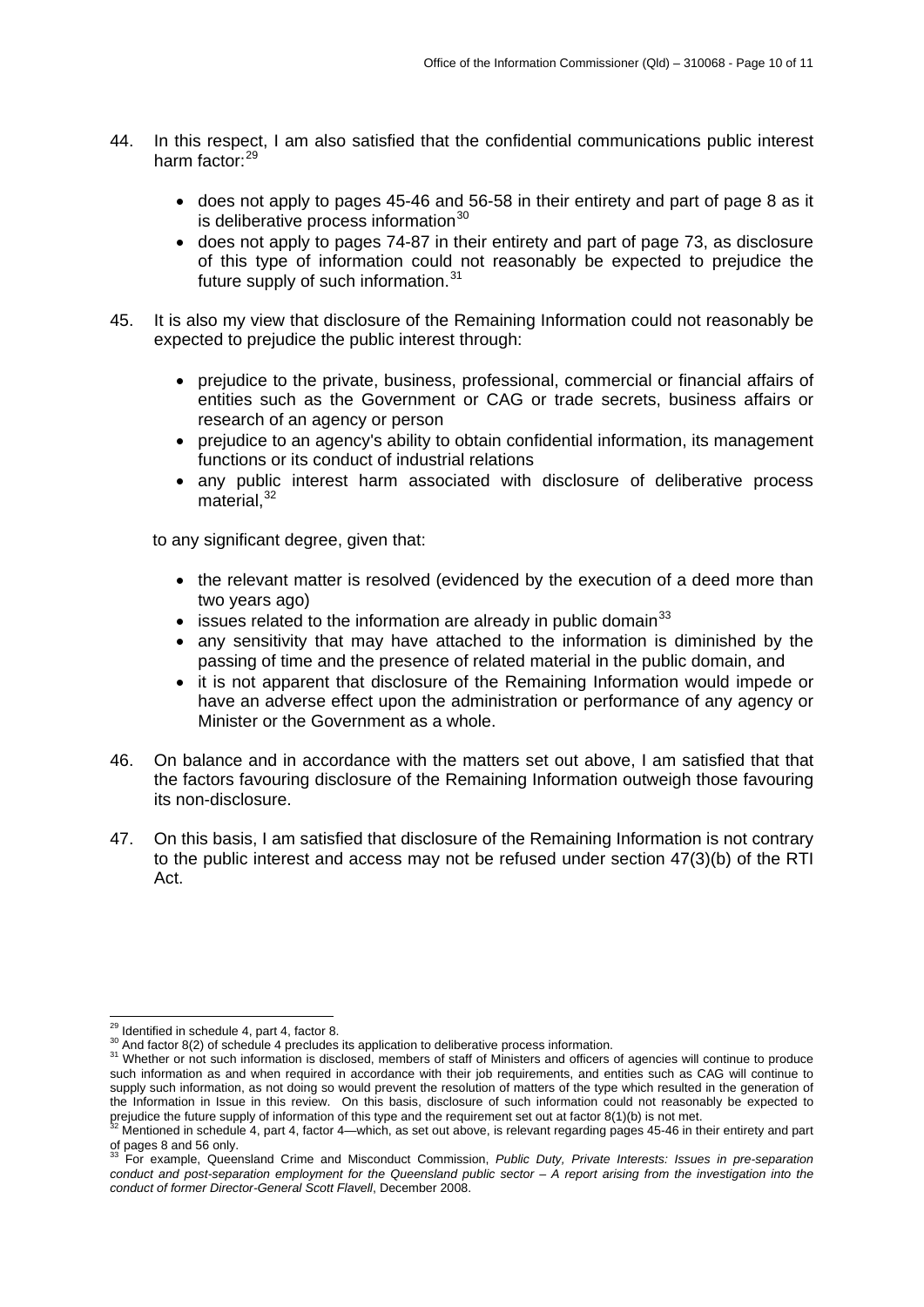44. In this respect, I am also satisfied that the confidential communications public interest harm factor:[29]

    - does not apply to pages 45-46 and 56-58 in their entirety and part of page 8 as it is deliberative process information[30]
    - does not apply to pages 74-87 in their entirety and part of page 73, as disclosure of this type of information could not reasonably be expected to prejudice the future supply of such information.[31]

45. It is also my view that disclosure of the Remaining Information could not reasonably be expected to prejudice the public interest through:

    - prejudice to the private, business, professional, commercial or financial affairs of entities such as the Government or CAG or trade secrets, business affairs or research of an agency or person
    - prejudice to an agency's ability to obtain confidential information, its management functions or its conduct of industrial relations
    - any public interest harm associated with disclosure of deliberative process material,[32]

    to any significant degree, given that:

    - the relevant matter is resolved (evidenced by the execution of a deed more than two years ago)
    - issues related to the information are already in public domain[33]
    - any sensitivity that may have attached to the information is diminished by the passing of time and the presence of related material in the public domain, and
    - it is not apparent that disclosure of the Remaining Information would impede or have an adverse effect upon the administration or performance of any agency or Minister or the Government as a whole.

46. On balance and in accordance with the matters set out above, I am satisfied that that the factors favouring disclosure of the Remaining Information outweigh those favouring its non-disclosure.

47. On this basis, I am satisfied that disclosure of the Remaining Information is not contrary to the public interest and access may not be refused under section 47(3)(b) of the RTI Act.

---

[29] Identified in schedule 4, part 4, factor 8.

[30] And factor 8(2) of schedule 4 precludes its application to deliberative process information.

[31] Whether or not such information is disclosed, members of staff of Ministers and officers of agencies will continue to produce such information as and when required in accordance with their job requirements, and entities such as CAG will continue to supply such information, as not doing so would prevent the resolution of matters of the type which resulted in the generation of the Information in Issue in this review. On this basis, disclosure of such information could not reasonably be expected to prejudice the future supply of information of this type and the requirement set out at factor 8(1)(b) is not met.

[32] Mentioned in schedule 4, part 4, factor 4—which, as set out above, is relevant regarding pages 45-46 in their entirety and part of pages 8 and 56 only.

[33] For example, Queensland Crime and Misconduct Commission, *Public Duty, Private Interests: Issues in pre-separation conduct and post-separation employment for the Queensland public sector – A report arising from the investigation into the conduct of former Director-General Scott Flavell*, December 2008.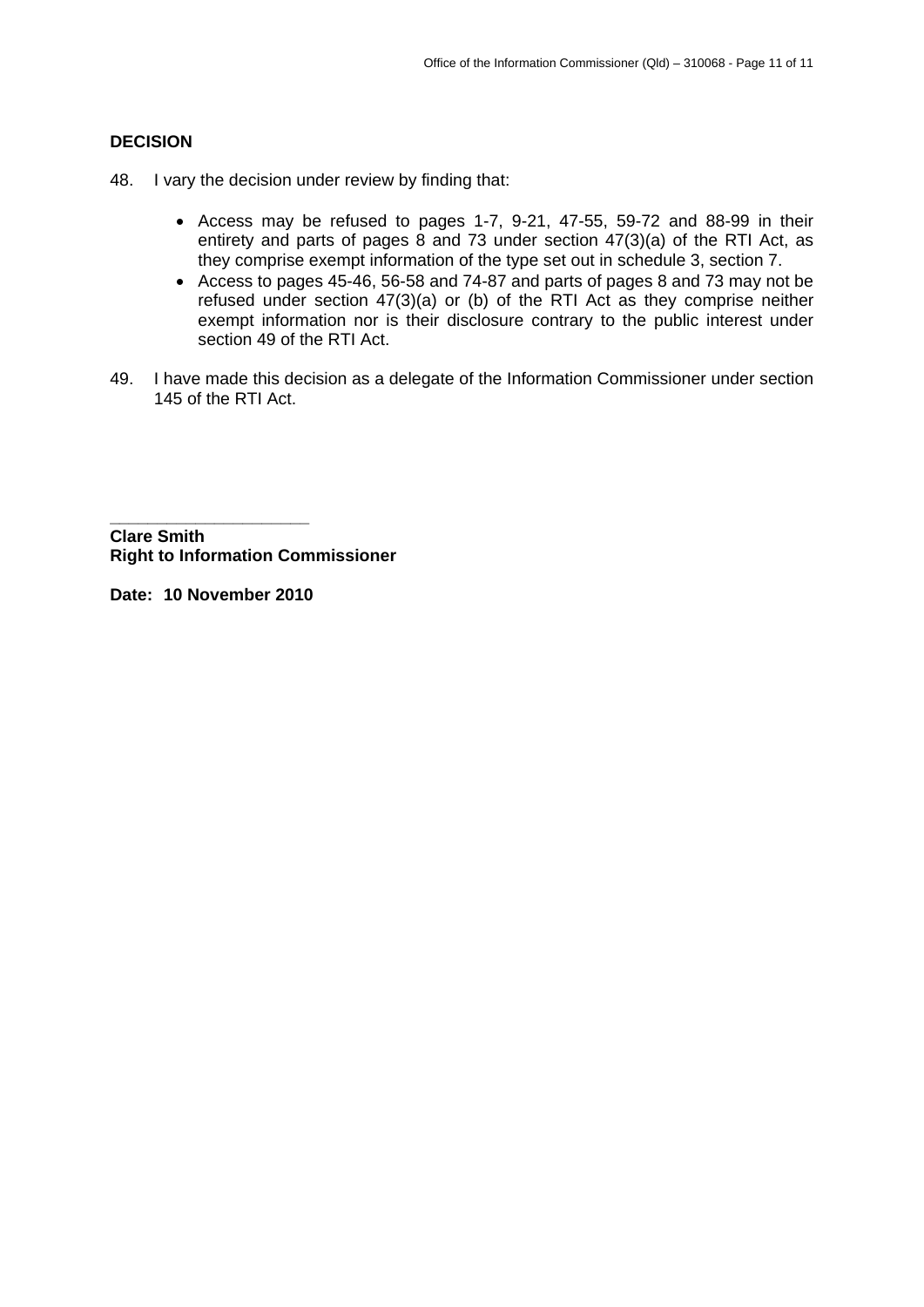**DECISION**

48. I vary the decision under review by finding that:

- Access may be refused to pages 1-7, 9-21, 47-55, 59-72 and 88-99 in their entirety and parts of pages 8 and 73 under section 47(3)(a) of the RTI Act, as they comprise exempt information of the type set out in schedule 3, section 7.
- Access to pages 45-46, 56-58 and 74-87 and parts of pages 8 and 73 may not be refused under section 47(3)(a) or (b) of the RTI Act as they comprise neither exempt information nor is their disclosure contrary to the public interest under section 49 of the RTI Act.

49. I have made this decision as a delegate of the Information Commissioner under section 145 of the RTI Act.

\_\_\_\_\_\_\_\_\_\_\_\_\_\_\_\_\_\_\_\_\_\_\_\_

**Clare Smith**
**Right to Information Commissioner**

**Date: 10 November 2010**